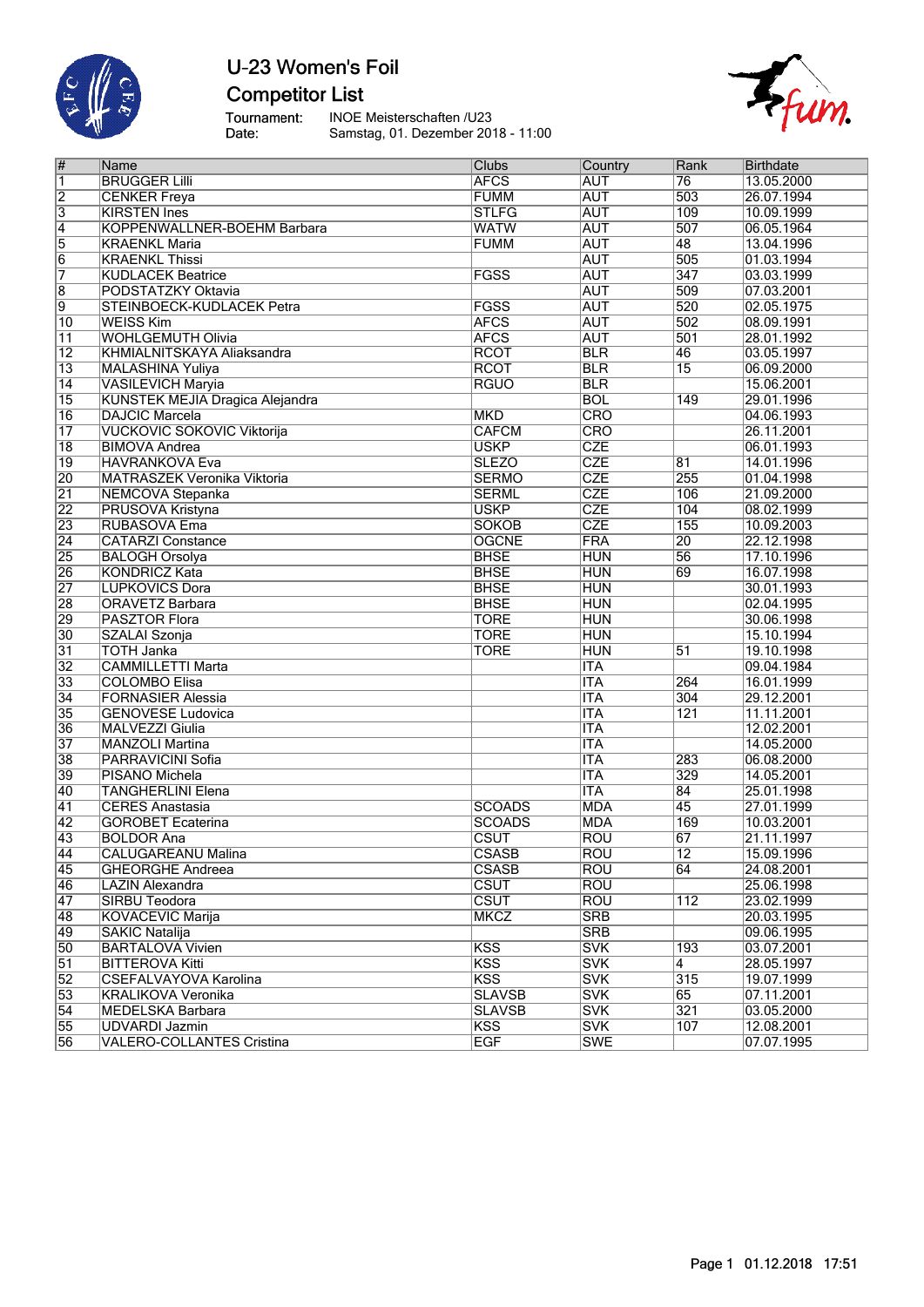# U-23 Women's Foil

## Competitor List

Tournament: INOE Meisterschaften /U23
Date: Samstag, 01. Dezember 2018 - 11:00

| # | Name | Clubs | Country | Rank | Birthdate |
|---|---|---|---|---|---|
| 1 | BRUGGER Lilli | AFCS | AUT | 76 | 13.05.2000 |
| 2 | CENKER Freya | FUMM | AUT | 503 | 26.07.1994 |
| 3 | KIRSTEN Ines | STLFG | AUT | 109 | 10.09.1999 |
| 4 | KOPPENWALLNER-BOEHM Barbara | WATW | AUT | 507 | 06.05.1964 |
| 5 | KRAENKL Maria | FUMM | AUT | 48 | 13.04.1996 |
| 6 | KRAENKL Thissi | | AUT | 505 | 01.03.1994 |
| 7 | KUDLACEK Beatrice | FGSS | AUT | 347 | 03.03.1999 |
| 8 | PODSTATZKY Oktavia | | AUT | 509 | 07.03.2001 |
| 9 | STEINBOECK-KUDLACEK Petra | FGSS | AUT | 520 | 02.05.1975 |
| 10 | WEISS Kim | AFCS | AUT | 502 | 08.09.1991 |
| 11 | WOHLGEMUTH Olivia | AFCS | AUT | 501 | 28.01.1992 |
| 12 | KHMIALNITSKAYA Aliaksandra | RCOT | BLR | 46 | 03.05.1997 |
| 13 | MALASHINA Yuliya | RCOT | BLR | 15 | 06.09.2000 |
| 14 | VASILEVICH Maryia | RGUO | BLR | | 15.06.2001 |
| 15 | KUNSTEK MEJIA Dragica Alejandra | | BOL | 149 | 29.01.1996 |
| 16 | DAJCIC Marcela | MKD | CRO | | 04.06.1993 |
| 17 | VUCKOVIC SOKOVIC Viktorija | CAFCM | CRO | | 26.11.2001 |
| 18 | BIMOVA Andrea | USKP | CZE | | 06.01.1993 |
| 19 | HAVRANKOVA Eva | SLEZO | CZE | 81 | 14.01.1996 |
| 20 | MATRASZEK Veronika Viktoria | SERMO | CZE | 255 | 01.04.1998 |
| 21 | NEMCOVA Stepanka | SERML | CZE | 106 | 21.09.2000 |
| 22 | PRUSOVA Kristyna | USKP | CZE | 104 | 08.02.1999 |
| 23 | RUBASOVA Ema | SOKOB | CZE | 155 | 10.09.2003 |
| 24 | CATARZI Constance | OGCNE | FRA | 20 | 22.12.1998 |
| 25 | BALOGH Orsolya | BHSE | HUN | 56 | 17.10.1996 |
| 26 | KONDRICZ Kata | BHSE | HUN | 69 | 16.07.1998 |
| 27 | LUPKOVICS Dora | BHSE | HUN | | 30.01.1993 |
| 28 | ORAVETZ Barbara | BHSE | HUN | | 02.04.1995 |
| 29 | PASZTOR Flora | TORE | HUN | | 30.06.1998 |
| 30 | SZALAI Szonja | TORE | HUN | | 15.10.1994 |
| 31 | TOTH Janka | TORE | HUN | 51 | 19.10.1998 |
| 32 | CAMMILLETTI Marta | | ITA | | 09.04.1984 |
| 33 | COLOMBO Elisa | | ITA | 264 | 16.01.1999 |
| 34 | FORNASIER Alessia | | ITA | 304 | 29.12.2001 |
| 35 | GENOVESE Ludovica | | ITA | 121 | 11.11.2001 |
| 36 | MALVEZZI Giulia | | ITA | | 12.02.2001 |
| 37 | MANZOLI Martina | | ITA | | 14.05.2000 |
| 38 | PARRAVICINI Sofia | | ITA | 283 | 06.08.2000 |
| 39 | PISANO Michela | | ITA | 329 | 14.05.2001 |
| 40 | TANGHERLINI Elena | | ITA | 84 | 25.01.1998 |
| 41 | CERES Anastasia | SCOADS | MDA | 45 | 27.01.1999 |
| 42 | GOROBET Ecaterina | SCOADS | MDA | 169 | 10.03.2001 |
| 43 | BOLDOR Ana | CSUT | ROU | 67 | 21.11.1997 |
| 44 | CALUGAREANU Malina | CSASB | ROU | 12 | 15.09.1996 |
| 45 | GHEORGHE Andreea | CSASB | ROU | 64 | 24.08.2001 |
| 46 | LAZIN Alexandra | CSUT | ROU | | 25.06.1998 |
| 47 | SIRBU Teodora | CSUT | ROU | 112 | 23.02.1999 |
| 48 | KOVACEVIC Marija | MKCZ | SRB | | 20.03.1995 |
| 49 | SAKIC Natalija | | SRB | | 09.06.1995 |
| 50 | BARTALOVA Vivien | KSS | SVK | 193 | 03.07.2001 |
| 51 | BITTEROVA Kitti | KSS | SVK | 4 | 28.05.1997 |
| 52 | CSEFALVAYOVA Karolina | KSS | SVK | 315 | 19.07.1999 |
| 53 | KRALIKOVA Veronika | SLAVSB | SVK | 65 | 07.11.2001 |
| 54 | MEDELSKA Barbara | SLAVSB | SVK | 321 | 03.05.2000 |
| 55 | UDVARDI Jazmin | KSS | SVK | 107 | 12.08.2001 |
| 56 | VALERO-COLLANTES Cristina | EGF | SWE | | 07.07.1995 |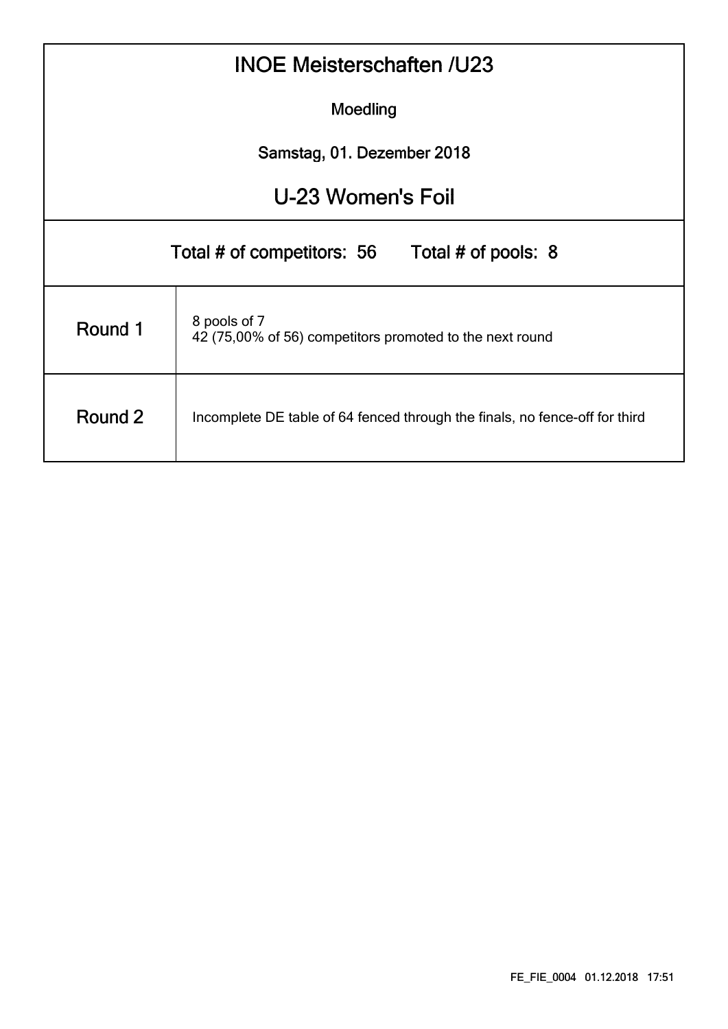# INOE Meisterschaften /U23

Moedling

Samstag, 01. Dezember 2018

## U-23 Women's Foil

Total # of competitors: 56 Total # of pools: 8

| | |
|---|---|
| Round 1 | 8 pools of 7<br>42 (75,00% of 56) competitors promoted to the next round |
| Round 2 | Incomplete DE table of 64 fenced through the finals, no fence-off for third |

FE_FIE_0004 01.12.2018 17:51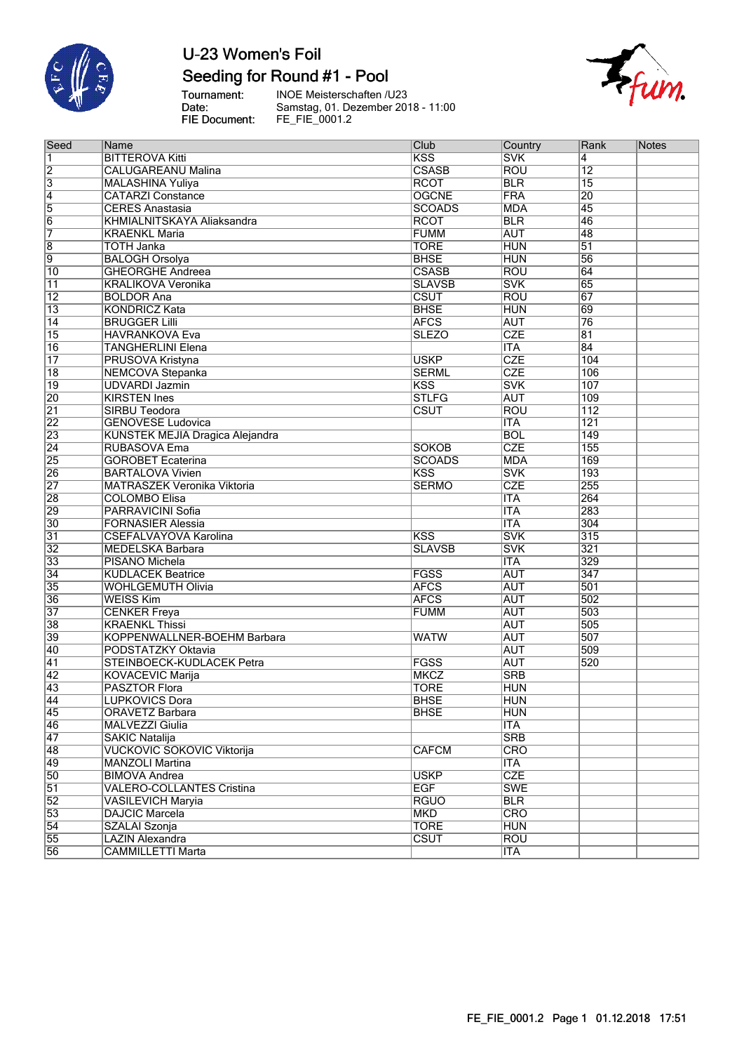# U-23 Women's Foil

## Seeding for Round #1 - Pool

Tournament: INOE Meisterschaften /U23
Date: Samstag, 01. Dezember 2018 - 11:00
FIE Document: FE_FIE_0001.2

| Seed | Name | Club | Country | Rank | Notes |
|---|---|---|---|---|---|
| 1 | BITTEROVA Kitti | KSS | SVK | 4 | |
| 2 | CALUGAREANU Malina | CSASB | ROU | 12 | |
| 3 | MALASHINA Yuliya | RCOT | BLR | 15 | |
| 4 | CATARZI Constance | OGCNE | FRA | 20 | |
| 5 | CERES Anastasia | SCOADS | MDA | 45 | |
| 6 | KHMIALNITSKAYA Aliaksandra | RCOT | BLR | 46 | |
| 7 | KRAENKL Maria | FUMM | AUT | 48 | |
| 8 | TOTH Janka | TORE | HUN | 51 | |
| 9 | BALOGH Orsolya | BHSE | HUN | 56 | |
| 10 | GHEORGHE Andreea | CSASB | ROU | 64 | |
| 11 | KRALIKOVA Veronika | SLAVSB | SVK | 65 | |
| 12 | BOLDOR Ana | CSUT | ROU | 67 | |
| 13 | KONDRICZ Kata | BHSE | HUN | 69 | |
| 14 | BRUGGER Lilli | AFCS | AUT | 76 | |
| 15 | HAVRANKOVA Eva | SLEZO | CZE | 81 | |
| 16 | TANGHERLINI Elena | | ITA | 84 | |
| 17 | PRUSOVA Kristyna | USKP | CZE | 104 | |
| 18 | NEMCOVA Stepanka | SERML | CZE | 106 | |
| 19 | UDVARDI Jazmin | KSS | SVK | 107 | |
| 20 | KIRSTEN Ines | STLFG | AUT | 109 | |
| 21 | SIRBU Teodora | CSUT | ROU | 112 | |
| 22 | GENOVESE Ludovica | | ITA | 121 | |
| 23 | KUNSTEK MEJIA Dragica Alejandra | | BOL | 149 | |
| 24 | RUBASOVA Ema | SOKOB | CZE | 155 | |
| 25 | GOROBET Ecaterina | SCOADS | MDA | 169 | |
| 26 | BARTALOVA Vivien | KSS | SVK | 193 | |
| 27 | MATRASZEK Veronika Viktoria | SERMO | CZE | 255 | |
| 28 | COLOMBO Elisa | | ITA | 264 | |
| 29 | PARRAVICINI Sofia | | ITA | 283 | |
| 30 | FORNASIER Alessia | | ITA | 304 | |
| 31 | CSEFALVAYOVA Karolina | KSS | SVK | 315 | |
| 32 | MEDELSKA Barbara | SLAVSB | SVK | 321 | |
| 33 | PISANO Michela | | ITA | 329 | |
| 34 | KUDLACEK Beatrice | FGSS | AUT | 347 | |
| 35 | WOHLGEMUTH Olivia | AFCS | AUT | 501 | |
| 36 | WEISS Kim | AFCS | AUT | 502 | |
| 37 | CENKER Freya | FUMM | AUT | 503 | |
| 38 | KRAENKL Thissi | | AUT | 505 | |
| 39 | KOPPENWALLNER-BOEHM Barbara | WATW | AUT | 507 | |
| 40 | PODSTATZKY Oktavia | | AUT | 509 | |
| 41 | STEINBOECK-KUDLACEK Petra | FGSS | AUT | 520 | |
| 42 | KOVACEVIC Marija | MKCZ | SRB | | |
| 43 | PASZTOR Flora | TORE | HUN | | |
| 44 | LUPKOVICS Dora | BHSE | HUN | | |
| 45 | ORAVETZ Barbara | BHSE | HUN | | |
| 46 | MALVEZZI Giulia | | ITA | | |
| 47 | SAKIC Natalija | | SRB | | |
| 48 | VUCKOVIC SOKOVIC Viktorija | CAFCM | CRO | | |
| 49 | MANZOLI Martina | | ITA | | |
| 50 | BIMOVA Andrea | USKP | CZE | | |
| 51 | VALERO-COLLANTES Cristina | EGF | SWE | | |
| 52 | VASILEVICH Maryia | RGUO | BLR | | |
| 53 | DAJCIC Marcela | MKD | CRO | | |
| 54 | SZALAI Szonja | TORE | HUN | | |
| 55 | LAZIN Alexandra | CSUT | ROU | | |
| 56 | CAMMILLETTI Marta | | ITA | | |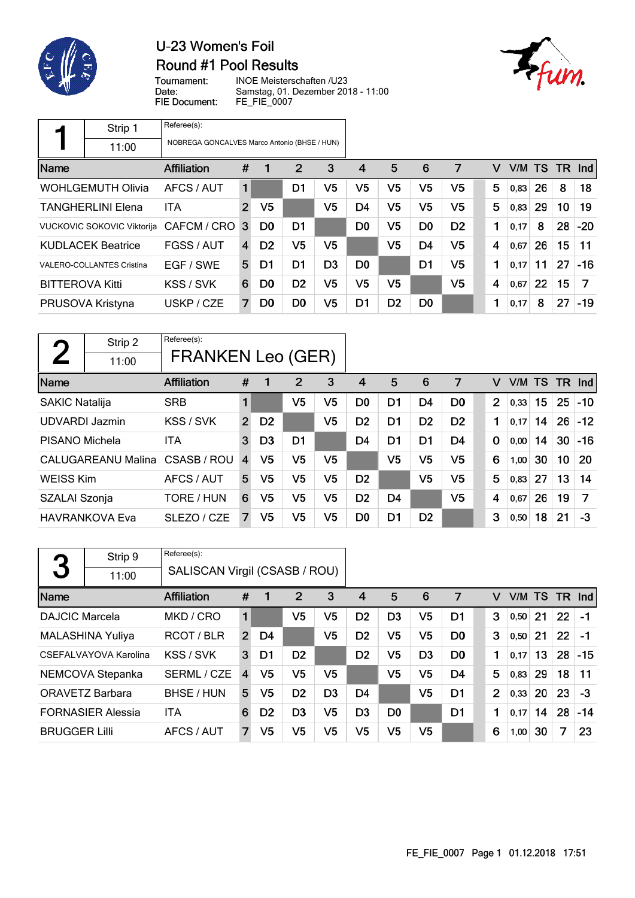# U-23 Women's Foil
## Round #1 Pool Results

Tournament: INOE Meisterschaften /U23
Date: Samstag, 01. Dezember 2018 - 11:00
FIE Document: FE_FIE_0007

### Pool 1 — Strip 1 — 11:00

Referee(s): NOBREGA GONCALVES Marco Antonio (BHSE / HUN)

| Name | Affiliation | # | 1 | 2 | 3 | 4 | 5 | 6 | 7 | V | V/M | TS | TR | Ind |
|---|---|---|---|---|---|---|---|---|---|---|---|---|---|---|
| WOHLGEMUTH Olivia | AFCS / AUT | 1 | | D1 | V5 | V5 | V5 | V5 | V5 | 5 | 0,83 | 26 | 8 | 18 |
| TANGHERLINI Elena | ITA | 2 | V5 | | V5 | D4 | V5 | V5 | V5 | 5 | 0,83 | 29 | 10 | 19 |
| VUCKOVIC SOKOVIC Viktorija | CAFCM / CRO | 3 | D0 | D1 | | D0 | V5 | D0 | D2 | 1 | 0,17 | 8 | 28 | -20 |
| KUDLACEK Beatrice | FGSS / AUT | 4 | D2 | V5 | V5 | | V5 | D4 | V5 | 4 | 0,67 | 26 | 15 | 11 |
| VALERO-COLLANTES Cristina | EGF / SWE | 5 | D1 | D1 | D3 | D0 | | D1 | V5 | 1 | 0,17 | 11 | 27 | -16 |
| BITTEROVA Kitti | KSS / SVK | 6 | D0 | D2 | V5 | V5 | V5 | | V5 | 4 | 0,67 | 22 | 15 | 7 |
| PRUSOVA Kristyna | USKP / CZE | 7 | D0 | D0 | V5 | D1 | D2 | D0 | | 1 | 0,17 | 8 | 27 | -19 |

### Pool 2 — Strip 2 — 11:00

Referee(s): FRANKEN Leo (GER)

| Name | Affiliation | # | 1 | 2 | 3 | 4 | 5 | 6 | 7 | V | V/M | TS | TR | Ind |
|---|---|---|---|---|---|---|---|---|---|---|---|---|---|---|
| SAKIC Natalija | SRB | 1 | | V5 | V5 | D0 | D1 | D4 | D0 | 2 | 0,33 | 15 | 25 | -10 |
| UDVARDI Jazmin | KSS / SVK | 2 | D2 | | V5 | D2 | D1 | D2 | D2 | 1 | 0,17 | 14 | 26 | -12 |
| PISANO Michela | ITA | 3 | D3 | D1 | | D4 | D1 | D1 | D4 | 0 | 0,00 | 14 | 30 | -16 |
| CALUGAREANU Malina | CSASB / ROU | 4 | V5 | V5 | V5 | | V5 | V5 | V5 | 6 | 1,00 | 30 | 10 | 20 |
| WEISS Kim | AFCS / AUT | 5 | V5 | V5 | V5 | D2 | | V5 | V5 | 5 | 0,83 | 27 | 13 | 14 |
| SZALAI Szonja | TORE / HUN | 6 | V5 | V5 | V5 | D2 | D4 | | V5 | 4 | 0,67 | 26 | 19 | 7 |
| HAVRANKOVA Eva | SLEZO / CZE | 7 | V5 | V5 | V5 | D0 | D1 | D2 | | 3 | 0,50 | 18 | 21 | -3 |

### Pool 3 — Strip 9 — 11:00

Referee(s): SALISCAN Virgil (CSASB / ROU)

| Name | Affiliation | # | 1 | 2 | 3 | 4 | 5 | 6 | 7 | V | V/M | TS | TR | Ind |
|---|---|---|---|---|---|---|---|---|---|---|---|---|---|---|
| DAJCIC Marcela | MKD / CRO | 1 | | V5 | V5 | D2 | D3 | V5 | D1 | 3 | 0,50 | 21 | 22 | -1 |
| MALASHINA Yuliya | RCOT / BLR | 2 | D4 | | V5 | D2 | V5 | V5 | D0 | 3 | 0,50 | 21 | 22 | -1 |
| CSEFALVAYOVA Karolina | KSS / SVK | 3 | D1 | D2 | | D2 | V5 | D3 | D0 | 1 | 0,17 | 13 | 28 | -15 |
| NEMCOVA Stepanka | SERML / CZE | 4 | V5 | V5 | V5 | | V5 | V5 | D4 | 5 | 0,83 | 29 | 18 | 11 |
| ORAVETZ Barbara | BHSE / HUN | 5 | V5 | D2 | D3 | D4 | | V5 | D1 | 2 | 0,33 | 20 | 23 | -3 |
| FORNASIER Alessia | ITA | 6 | D2 | D3 | V5 | D3 | D0 | | D1 | 1 | 0,17 | 14 | 28 | -14 |
| BRUGGER Lilli | AFCS / AUT | 7 | V5 | V5 | V5 | V5 | V5 | V5 | | 6 | 1,00 | 30 | 7 | 23 |

FE_FIE_0007 Page 1 01.12.2018 17:51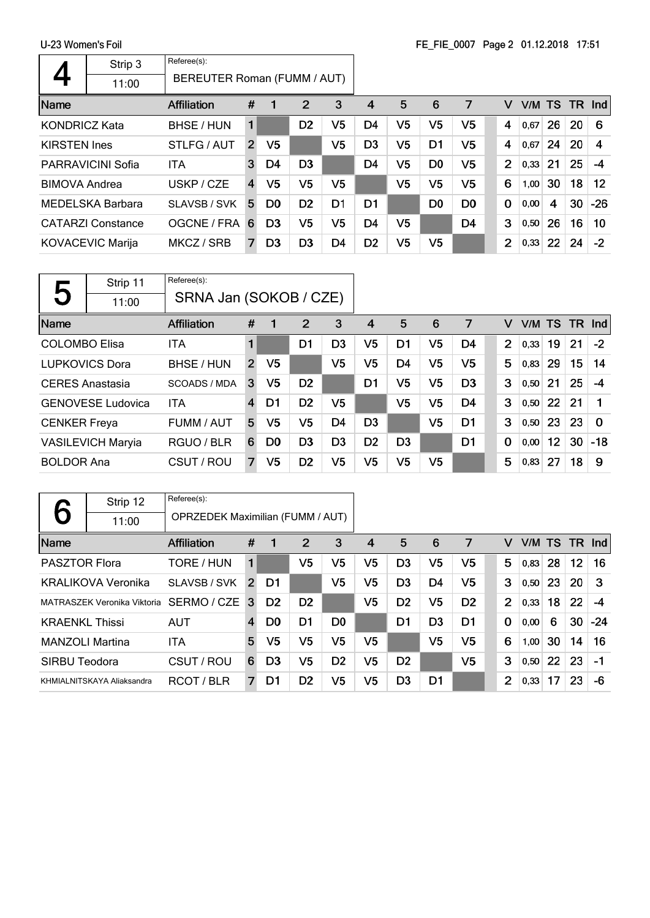U-23 Women's Foil

FE_FIE_0007 Page 2 01.12.2018 17:51

## Pool 4

Strip 3 — 11:00

Referee(s): BEREUTER Roman (FUMM / AUT)

| Name | Affiliation | # | 1 | 2 | 3 | 4 | 5 | 6 | 7 | V | V/M | TS | TR | Ind |
|---|---|---|---|---|---|---|---|---|---|---|---|---|---|---|
| KONDRICZ Kata | BHSE / HUN | 1 | | D2 | V5 | D4 | V5 | V5 | V5 | 4 | 0,67 | 26 | 20 | 6 |
| KIRSTEN Ines | STLFG / AUT | 2 | V5 | | V5 | D3 | V5 | D1 | V5 | 4 | 0,67 | 24 | 20 | 4 |
| PARRAVICINI Sofia | ITA | 3 | D4 | D3 | | D4 | V5 | D0 | V5 | 2 | 0,33 | 21 | 25 | -4 |
| BIMOVA Andrea | USKP / CZE | 4 | V5 | V5 | V5 | | V5 | V5 | V5 | 6 | 1,00 | 30 | 18 | 12 |
| MEDELSKA Barbara | SLAVSB / SVK | 5 | D0 | D2 | D1 | D1 | | D0 | D0 | 0 | 0,00 | 4 | 30 | -26 |
| CATARZI Constance | OGCNE / FRA | 6 | D3 | V5 | V5 | D4 | V5 | | D4 | 3 | 0,50 | 26 | 16 | 10 |
| KOVACEVIC Marija | MKCZ / SRB | 7 | D3 | D3 | D4 | D2 | V5 | V5 | | 2 | 0,33 | 22 | 24 | -2 |

## Pool 5

Strip 11 — 11:00

Referee(s): SRNA Jan (SOKOB / CZE)

| Name | Affiliation | # | 1 | 2 | 3 | 4 | 5 | 6 | 7 | V | V/M | TS | TR | Ind |
|---|---|---|---|---|---|---|---|---|---|---|---|---|---|---|
| COLOMBO Elisa | ITA | 1 | | D1 | D3 | V5 | D1 | V5 | D4 | 2 | 0,33 | 19 | 21 | -2 |
| LUPKOVICS Dora | BHSE / HUN | 2 | V5 | | V5 | V5 | D4 | V5 | V5 | 5 | 0,83 | 29 | 15 | 14 |
| CERES Anastasia | SCOADS / MDA | 3 | V5 | D2 | | D1 | V5 | V5 | D3 | 3 | 0,50 | 21 | 25 | -4 |
| GENOVESE Ludovica | ITA | 4 | D1 | D2 | V5 | | V5 | V5 | D4 | 3 | 0,50 | 22 | 21 | 1 |
| CENKER Freya | FUMM / AUT | 5 | V5 | V5 | D4 | D3 | | V5 | D1 | 3 | 0,50 | 23 | 23 | 0 |
| VASILEVICH Maryia | RGUO / BLR | 6 | D0 | D3 | D3 | D2 | D3 | | D1 | 0 | 0,00 | 12 | 30 | -18 |
| BOLDOR Ana | CSUT / ROU | 7 | V5 | D2 | V5 | V5 | V5 | V5 | | 5 | 0,83 | 27 | 18 | 9 |

## Pool 6

Strip 12 — 11:00

Referee(s): OPRZEDEK Maximilian (FUMM / AUT)

| Name | Affiliation | # | 1 | 2 | 3 | 4 | 5 | 6 | 7 | V | V/M | TS | TR | Ind |
|---|---|---|---|---|---|---|---|---|---|---|---|---|---|---|
| PASZTOR Flora | TORE / HUN | 1 | | V5 | V5 | V5 | D3 | V5 | V5 | 5 | 0,83 | 28 | 12 | 16 |
| KRALIKOVA Veronika | SLAVSB / SVK | 2 | D1 | | V5 | V5 | D3 | D4 | V5 | 3 | 0,50 | 23 | 20 | 3 |
| MATRASZEK Veronika Viktoria | SERMO / CZE | 3 | D2 | D2 | | V5 | D2 | V5 | D2 | 2 | 0,33 | 18 | 22 | -4 |
| KRAENKL Thissi | AUT | 4 | D0 | D1 | D0 | | D1 | D3 | D1 | 0 | 0,00 | 6 | 30 | -24 |
| MANZOLI Martina | ITA | 5 | V5 | V5 | V5 | V5 | | V5 | V5 | 6 | 1,00 | 30 | 14 | 16 |
| SIRBU Teodora | CSUT / ROU | 6 | D3 | V5 | D2 | V5 | D2 | | V5 | 3 | 0,50 | 22 | 23 | -1 |
| KHMIALNITSKAYA Aliaksandra | RCOT / BLR | 7 | D1 | D2 | V5 | V5 | D3 | D1 | | 2 | 0,33 | 17 | 23 | -6 |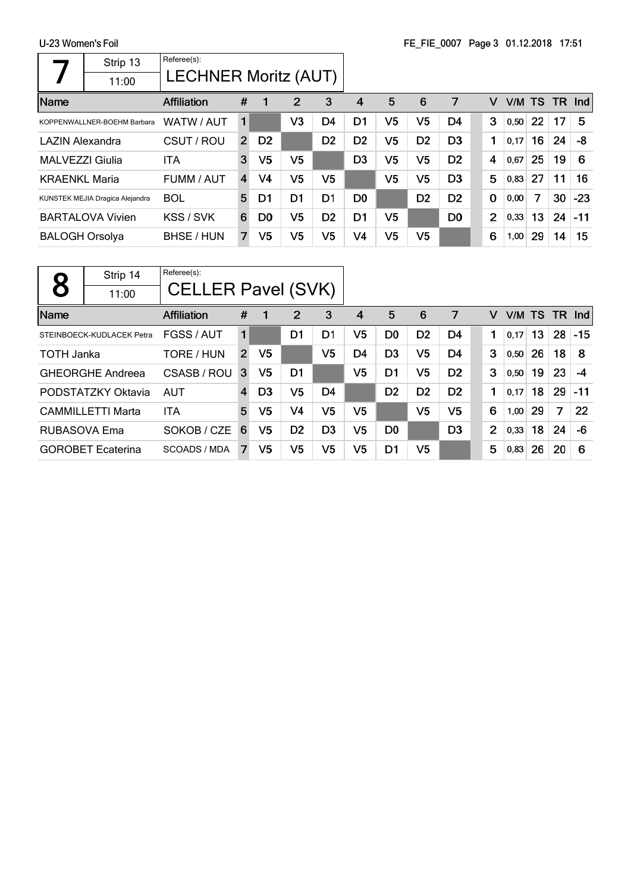U-23 Women's Foil

## 7

Strip 13 | 11:00

Referee(s): LECHNER Moritz (AUT)

| Name | Affiliation | # | 1 | 2 | 3 | 4 | 5 | 6 | 7 | V | V/M | TS | TR | Ind |
|---|---|---|---|---|---|---|---|---|---|---|---|---|---|---|
| KOPPENWALLNER-BOEHM Barbara | WATW / AUT | 1 | | V3 | D4 | D1 | V5 | V5 | D4 | 3 | 0,50 | 22 | 17 | 5 |
| LAZIN Alexandra | CSUT / ROU | 2 | D2 | | D2 | D2 | V5 | D2 | D3 | 1 | 0,17 | 16 | 24 | -8 |
| MALVEZZI Giulia | ITA | 3 | V5 | V5 | | D3 | V5 | V5 | D2 | 4 | 0,67 | 25 | 19 | 6 |
| KRAENKL Maria | FUMM / AUT | 4 | V4 | V5 | V5 | | V5 | V5 | D3 | 5 | 0,83 | 27 | 11 | 16 |
| KUNSTEK MEJIA Dragica Alejandra | BOL | 5 | D1 | D1 | D1 | D0 | | D2 | D2 | 0 | 0,00 | 7 | 30 | -23 |
| BARTALOVA Vivien | KSS / SVK | 6 | D0 | V5 | D2 | D1 | V5 | | D0 | 2 | 0,33 | 13 | 24 | -11 |
| BALOGH Orsolya | BHSE / HUN | 7 | V5 | V5 | V5 | V4 | V5 | V5 | | 6 | 1,00 | 29 | 14 | 15 |

## 8

Strip 14 | 11:00

Referee(s): CELLER Pavel (SVK)

| Name | Affiliation | # | 1 | 2 | 3 | 4 | 5 | 6 | 7 | V | V/M | TS | TR | Ind |
|---|---|---|---|---|---|---|---|---|---|---|---|---|---|---|
| STEINBOECK-KUDLACEK Petra | FGSS / AUT | 1 | | D1 | D1 | V5 | D0 | D2 | D4 | 1 | 0,17 | 13 | 28 | -15 |
| TOTH Janka | TORE / HUN | 2 | V5 | | V5 | D4 | D3 | V5 | D4 | 3 | 0,50 | 26 | 18 | 8 |
| GHEORGHE Andreea | CSASB / ROU | 3 | V5 | D1 | | V5 | D1 | V5 | D2 | 3 | 0,50 | 19 | 23 | -4 |
| PODSTATZKY Oktavia | AUT | 4 | D3 | V5 | D4 | | D2 | D2 | D2 | 1 | 0,17 | 18 | 29 | -11 |
| CAMMILLETTI Marta | ITA | 5 | V5 | V4 | V5 | V5 | | V5 | V5 | 6 | 1,00 | 29 | 7 | 22 |
| RUBASOVA Ema | SOKOB / CZE | 6 | V5 | D2 | D3 | V5 | D0 | | D3 | 2 | 0,33 | 18 | 24 | -6 |
| GOROBET Ecaterina | SCOADS / MDA | 7 | V5 | V5 | V5 | V5 | D1 | V5 | | 5 | 0,83 | 26 | 20 | 6 |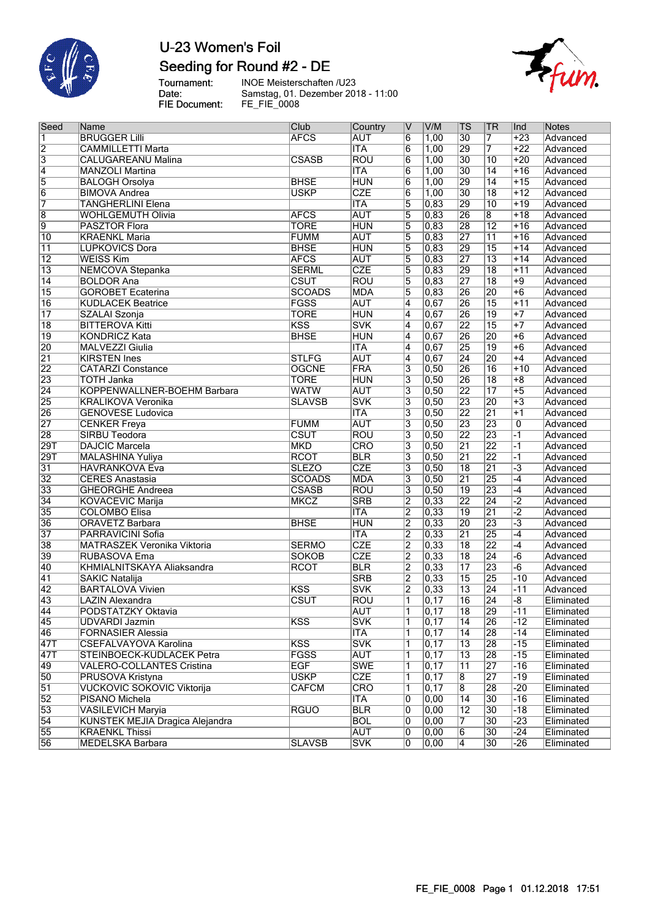# U-23 Women's Foil

## Seeding for Round #2 - DE

Tournament: INOE Meisterschaften /U23
Date: Samstag, 01. Dezember 2018 - 11:00
FIE Document: FE_FIE_0008

| Seed | Name | Club | Country | V | V/M | TS | TR | Ind | Notes |
|---|---|---|---|---|---|---|---|---|---|
| 1 | BRUGGER Lilli | AFCS | AUT | 6 | 1,00 | 30 | 7 | +23 | Advanced |
| 2 | CAMMILLETTI Marta | | ITA | 6 | 1,00 | 29 | 7 | +22 | Advanced |
| 3 | CALUGAREANU Malina | CSASB | ROU | 6 | 1,00 | 30 | 10 | +20 | Advanced |
| 4 | MANZOLI Martina | | ITA | 6 | 1,00 | 30 | 14 | +16 | Advanced |
| 5 | BALOGH Orsolya | BHSE | HUN | 6 | 1,00 | 29 | 14 | +15 | Advanced |
| 6 | BIMOVA Andrea | USKP | CZE | 6 | 1,00 | 30 | 18 | +12 | Advanced |
| 7 | TANGHERLINI Elena | | ITA | 5 | 0,83 | 29 | 10 | +19 | Advanced |
| 8 | WOHLGEMUTH Olivia | AFCS | AUT | 5 | 0,83 | 26 | 8 | +18 | Advanced |
| 9 | PASZTOR Flora | TORE | HUN | 5 | 0,83 | 28 | 12 | +16 | Advanced |
| 10 | KRAENKL Maria | FUMM | AUT | 5 | 0,83 | 27 | 11 | +16 | Advanced |
| 11 | LUPKOVICS Dora | BHSE | HUN | 5 | 0,83 | 29 | 15 | +14 | Advanced |
| 12 | WEISS Kim | AFCS | AUT | 5 | 0,83 | 27 | 13 | +14 | Advanced |
| 13 | NEMCOVA Stepanka | SERML | CZE | 5 | 0,83 | 29 | 18 | +11 | Advanced |
| 14 | BOLDOR Ana | CSUT | ROU | 5 | 0,83 | 27 | 18 | +9 | Advanced |
| 15 | GOROBET Ecaterina | SCOADS | MDA | 5 | 0,83 | 26 | 20 | +6 | Advanced |
| 16 | KUDLACEK Beatrice | FGSS | AUT | 4 | 0,67 | 26 | 15 | +11 | Advanced |
| 17 | SZALAI Szonja | TORE | HUN | 4 | 0,67 | 26 | 19 | +7 | Advanced |
| 18 | BITTEROVA Kitti | KSS | SVK | 4 | 0,67 | 22 | 15 | +7 | Advanced |
| 19 | KONDRICZ Kata | BHSE | HUN | 4 | 0,67 | 26 | 20 | +6 | Advanced |
| 20 | MALVEZZI Giulia | | ITA | 4 | 0,67 | 25 | 19 | +6 | Advanced |
| 21 | KIRSTEN Ines | STLFG | AUT | 4 | 0,67 | 24 | 20 | +4 | Advanced |
| 22 | CATARZI Constance | OGCNE | FRA | 3 | 0,50 | 26 | 16 | +10 | Advanced |
| 23 | TOTH Janka | TORE | HUN | 3 | 0,50 | 26 | 18 | +8 | Advanced |
| 24 | KOPPENWALLNER-BOEHM Barbara | WATW | AUT | 3 | 0,50 | 22 | 17 | +5 | Advanced |
| 25 | KRALIKOVA Veronika | SLAVSB | SVK | 3 | 0,50 | 23 | 20 | +3 | Advanced |
| 26 | GENOVESE Ludovica | | ITA | 3 | 0,50 | 22 | 21 | +1 | Advanced |
| 27 | CENKER Freya | FUMM | AUT | 3 | 0,50 | 23 | 23 | 0 | Advanced |
| 28 | SIRBU Teodora | CSUT | ROU | 3 | 0,50 | 22 | 23 | -1 | Advanced |
| 29T | DAJCIC Marcela | MKD | CRO | 3 | 0,50 | 21 | 22 | -1 | Advanced |
| 29T | MALASHINA Yuliya | RCOT | BLR | 3 | 0,50 | 21 | 22 | -1 | Advanced |
| 31 | HAVRANKOVA Eva | SLEZO | CZE | 3 | 0,50 | 18 | 21 | -3 | Advanced |
| 32 | CERES Anastasia | SCOADS | MDA | 3 | 0,50 | 21 | 25 | -4 | Advanced |
| 33 | GHEORGHE Andreea | CSASB | ROU | 3 | 0,50 | 19 | 23 | -4 | Advanced |
| 34 | KOVACEVIC Marija | MKCZ | SRB | 2 | 0,33 | 22 | 24 | -2 | Advanced |
| 35 | COLOMBO Elisa | | ITA | 2 | 0,33 | 19 | 21 | -2 | Advanced |
| 36 | ORAVETZ Barbara | BHSE | HUN | 2 | 0,33 | 20 | 23 | -3 | Advanced |
| 37 | PARRAVICINI Sofia | | ITA | 2 | 0,33 | 21 | 25 | -4 | Advanced |
| 38 | MATRASZEK Veronika Viktoria | SERMO | CZE | 2 | 0,33 | 18 | 22 | -4 | Advanced |
| 39 | RUBASOVA Ema | SOKOB | CZE | 2 | 0,33 | 18 | 24 | -6 | Advanced |
| 40 | KHMIALNITSKAYA Aliaksandra | RCOT | BLR | 2 | 0,33 | 17 | 23 | -6 | Advanced |
| 41 | SAKIC Natalija | | SRB | 2 | 0,33 | 15 | 25 | -10 | Advanced |
| 42 | BARTALOVA Vivien | KSS | SVK | 2 | 0,33 | 13 | 24 | -11 | Advanced |
| 43 | LAZIN Alexandra | CSUT | ROU | 1 | 0,17 | 16 | 24 | -8 | Eliminated |
| 44 | PODSTATZKY Oktavia | | AUT | 1 | 0,17 | 18 | 29 | -11 | Eliminated |
| 45 | UDVARDI Jazmin | KSS | SVK | 1 | 0,17 | 14 | 26 | -12 | Eliminated |
| 46 | FORNASIER Alessia | | ITA | 1 | 0,17 | 14 | 28 | -14 | Eliminated |
| 47T | CSEFALVAYOVA Karolina | KSS | SVK | 1 | 0,17 | 13 | 28 | -15 | Eliminated |
| 47T | STEINBOECK-KUDLACEK Petra | FGSS | AUT | 1 | 0,17 | 13 | 28 | -15 | Eliminated |
| 49 | VALERO-COLLANTES Cristina | EGF | SWE | 1 | 0,17 | 11 | 27 | -16 | Eliminated |
| 50 | PRUSOVA Kristyna | USKP | CZE | 1 | 0,17 | 8 | 27 | -19 | Eliminated |
| 51 | VUCKOVIC SOKOVIC Viktorija | CAFCM | CRO | 1 | 0,17 | 8 | 28 | -20 | Eliminated |
| 52 | PISANO Michela | | ITA | 0 | 0,00 | 14 | 30 | -16 | Eliminated |
| 53 | VASILEVICH Maryia | RGUO | BLR | 0 | 0,00 | 12 | 30 | -18 | Eliminated |
| 54 | KUNSTEK MEJIA Dragica Alejandra | | BOL | 0 | 0,00 | 7 | 30 | -23 | Eliminated |
| 55 | KRAENKL Thissi | | AUT | 0 | 0,00 | 6 | 30 | -24 | Eliminated |
| 56 | MEDELSKA Barbara | SLAVSB | SVK | 0 | 0,00 | 4 | 30 | -26 | Eliminated |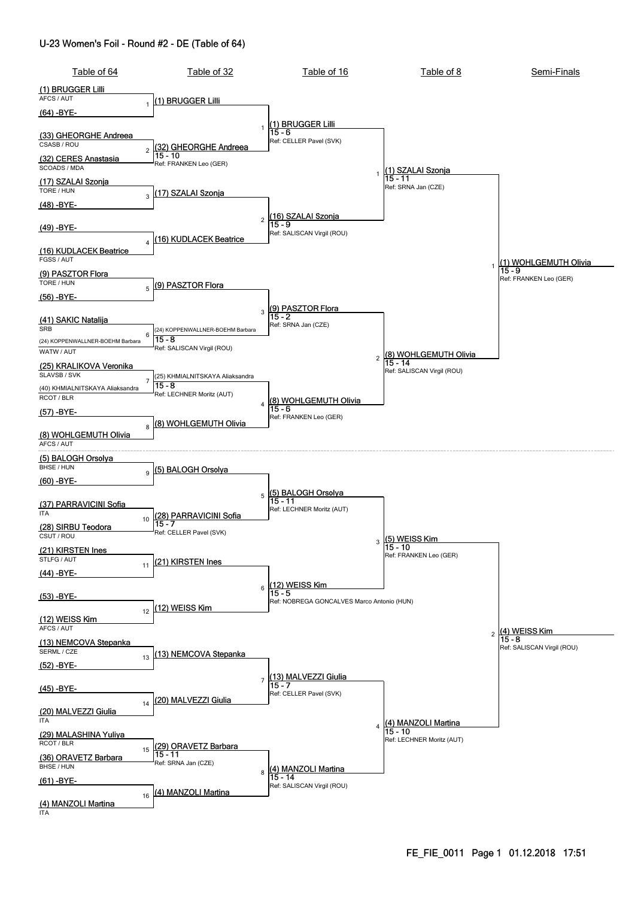# U-23 Women's Foil - Round #2 - DE (Table of 64)

## Table of 64

| Bout | Fencer 1 | Fencer 2 |
|---|---|---|
| 1 | (1) BRUGGER Lilli — AFCS / AUT | (64) -BYE- |
| 2 | (33) GHEORGHE Andreea — CSASB / ROU | (32) CERES Anastasia — SCOADS / MDA |
| 3 | (17) SZALAI Szonja — TORE / HUN | (48) -BYE- |
| 4 | (49) -BYE- | (16) KUDLACEK Beatrice — FGSS / AUT |
| 5 | (9) PASZTOR Flora — TORE / HUN | (56) -BYE- |
| 6 | (41) SAKIC Natalija — SRB | (24) KOPPENWALLNER-BOEHM Barbara — WATW / AUT |
| 7 | (25) KRALIKOVA Veronika — SLAVSB / SVK | (40) KHMIALNITSKAYA Aliaksandra — RCOT / BLR |
| 8 | (57) -BYE- | (8) WOHLGEMUTH Olivia — AFCS / AUT |
| 9 | (5) BALOGH Orsolya — BHSE / HUN | (60) -BYE- |
| 10 | (37) PARRAVICINI Sofia — ITA | (28) SIRBU Teodora — CSUT / ROU |
| 11 | (21) KIRSTEN Ines — STLFG / AUT | (44) -BYE- |
| 12 | (53) -BYE- | (12) WEISS Kim — AFCS / AUT |
| 13 | (13) NEMCOVA Stepanka — SERML / CZE | (52) -BYE- |
| 14 | (45) -BYE- | (20) MALVEZZI Giulia — ITA |
| 15 | (29) MALASHINA Yuliya — RCOT / BLR | (36) ORAVETZ Barbara — BHSE / HUN |
| 16 | (61) -BYE- | (4) MANZOLI Martina — ITA |

## Table of 32

| Bout | Winner | Score | Referee |
|---|---|---|---|
| 1 | (1) BRUGGER Lilli | | |
| 2 | (32) GHEORGHE Andreea | 15 - 10 | Ref: FRANKEN Leo (GER) |
| 3 | (17) SZALAI Szonja | | |
| 4 | (16) KUDLACEK Beatrice | | |
| 5 | (9) PASZTOR Flora | | |
| 6 | (24) KOPPENWALLNER-BOEHM Barbara | 15 - 8 | Ref: SALISCAN Virgil (ROU) |
| 7 | (25) KHMIALNITSKAYA Aliaksandra | 15 - 8 | Ref: LECHNER Moritz (AUT) |
| 8 | (8) WOHLGEMUTH Olivia | | |
| 9 | (5) BALOGH Orsolya | | |
| 10 | (28) PARRAVICINI Sofia | 15 - 7 | Ref: CELLER Pavel (SVK) |
| 11 | (21) KIRSTEN Ines | | |
| 12 | (12) WEISS Kim | | |
| 13 | (13) NEMCOVA Stepanka | | |
| 14 | (20) MALVEZZI Giulia | | |
| 15 | (29) ORAVETZ Barbara | 15 - 11 | Ref: SRNA Jan (CZE) |
| 16 | (4) MANZOLI Martina | | |

## Table of 16

| Bout | Winner | Score | Referee |
|---|---|---|---|
| 1 | (1) BRUGGER Lilli | 15 - 6 | Ref: CELLER Pavel (SVK) |
| 2 | (16) SZALAI Szonja | 15 - 9 | Ref: SALISCAN Virgil (ROU) |
| 3 | (9) PASZTOR Flora | 15 - 2 | Ref: SRNA Jan (CZE) |
| 4 | (8) WOHLGEMUTH Olivia | 15 - 6 | Ref: FRANKEN Leo (GER) |
| 5 | (5) BALOGH Orsolya | 15 - 11 | Ref: LECHNER Moritz (AUT) |
| 6 | (12) WEISS Kim | 15 - 5 | Ref: NOBREGA GONCALVES Marco Antonio (HUN) |
| 7 | (13) MALVEZZI Giulia | 15 - 7 | Ref: CELLER Pavel (SVK) |
| 8 | (4) MANZOLI Martina | 15 - 14 | Ref: SALISCAN Virgil (ROU) |

## Table of 8

| Bout | Winner | Score | Referee |
|---|---|---|---|
| 1 | (1) SZALAI Szonja | 15 - 11 | Ref: SRNA Jan (CZE) |
| 2 | (8) WOHLGEMUTH Olivia | 15 - 14 | Ref: SALISCAN Virgil (ROU) |
| 3 | (5) WEISS Kim | 15 - 10 | Ref: FRANKEN Leo (GER) |
| 4 | (4) MANZOLI Martina | 15 - 10 | Ref: LECHNER Moritz (AUT) |

## Semi-Finals

| Bout | Winner | Score | Referee |
|---|---|---|---|
| 1 | (1) WOHLGEMUTH Olivia | 15 - 9 | Ref: FRANKEN Leo (GER) |
| 2 | (4) WEISS Kim | 15 - 8 | Ref: SALISCAN Virgil (ROU) |

FE_FIE_0011 Page 1 01.12.2018 17:51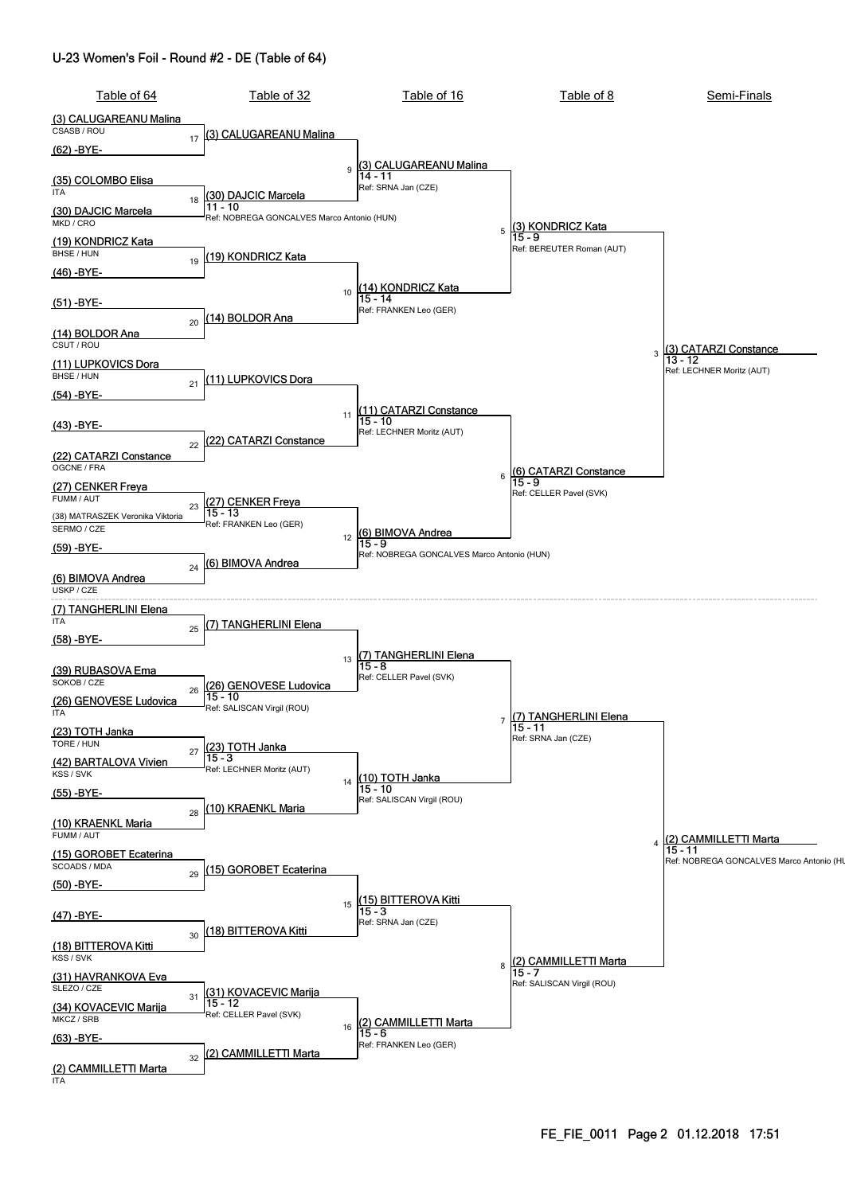# U-23 Women's Foil - Round #2 - DE (Table of 64)

## Table of 64

| Seed | Name | Club / Nation |
|---|---|---|
| (3) | CALUGAREANU Malina | CSASB / ROU |
| (62) | -BYE- | |
| (35) | COLOMBO Elisa | ITA |
| (30) | DAJCIC Marcela | MKD / CRO |
| (19) | KONDRICZ Kata | BHSE / HUN |
| (46) | -BYE- | |
| (51) | -BYE- | |
| (14) | BOLDOR Ana | CSUT / ROU |
| (11) | LUPKOVICS Dora | BHSE / HUN |
| (54) | -BYE- | |
| (43) | -BYE- | |
| (22) | CATARZI Constance | OGCNE / FRA |
| (27) | CENKER Freya | FUMM / AUT |
| (38) | MATRASZEK Veronika Viktoria | SERMO / CZE |
| (59) | -BYE- | |
| (6) | BIMOVA Andrea | USKP / CZE |
| (7) | TANGHERLINI Elena | ITA |
| (58) | -BYE- | |
| (39) | RUBASOVA Ema | SOKOB / CZE |
| (26) | GENOVESE Ludovica | ITA |
| (23) | TOTH Janka | TORE / HUN |
| (42) | BARTALOVA Vivien | KSS / SVK |
| (55) | -BYE- | |
| (10) | KRAENKL Maria | FUMM / AUT |
| (15) | GOROBET Ecaterina | SCOADS / MDA |
| (50) | -BYE- | |
| (47) | -BYE- | |
| (18) | BITTEROVA Kitti | KSS / SVK |
| (31) | HAVRANKOVA Eva | SLEZO / CZE |
| (34) | KOVACEVIC Marija | MKCZ / SRB |
| (63) | -BYE- | |
| (2) | CAMMILLETTI Marta | ITA |

## Table of 32

| Bout | Winner | Score | Referee |
|---|---|---|---|
| 17 | (3) CALUGAREANU Malina | | |
| 18 | (30) DAJCIC Marcela | 11 - 10 | Ref: NOBREGA GONCALVES Marco Antonio (HUN) |
| 19 | (19) KONDRICZ Kata | | |
| 20 | (14) BOLDOR Ana | | |
| 21 | (11) LUPKOVICS Dora | | |
| 22 | (22) CATARZI Constance | | |
| 23 | (27) CENKER Freya | 15 - 13 | Ref: FRANKEN Leo (GER) |
| 24 | (6) BIMOVA Andrea | | |
| 25 | (7) TANGHERLINI Elena | | |
| 26 | (26) GENOVESE Ludovica | 15 - 10 | Ref: SALISCAN Virgil (ROU) |
| 27 | (23) TOTH Janka | 15 - 3 | Ref: LECHNER Moritz (AUT) |
| 28 | (10) KRAENKL Maria | | |
| 29 | (15) GOROBET Ecaterina | | |
| 30 | (18) BITTEROVA Kitti | | |
| 31 | (31) KOVACEVIC Marija | 15 - 12 | Ref: CELLER Pavel (SVK) |
| 32 | (2) CAMMILLETTI Marta | | |

## Table of 16

| Bout | Winner | Score | Referee |
|---|---|---|---|
| 9 | (3) CALUGAREANU Malina | 14 - 11 | Ref: SRNA Jan (CZE) |
| 10 | (14) KONDRICZ Kata | 15 - 14 | Ref: FRANKEN Leo (GER) |
| 11 | (11) CATARZI Constance | 15 - 10 | Ref: LECHNER Moritz (AUT) |
| 12 | (6) BIMOVA Andrea | 15 - 9 | Ref: NOBREGA GONCALVES Marco Antonio (HUN) |
| 13 | (7) TANGHERLINI Elena | 15 - 8 | Ref: CELLER Pavel (SVK) |
| 14 | (10) TOTH Janka | 15 - 10 | Ref: SALISCAN Virgil (ROU) |
| 15 | (15) BITTEROVA Kitti | 15 - 3 | Ref: SRNA Jan (CZE) |
| 16 | (2) CAMMILLETTI Marta | 15 - 6 | Ref: FRANKEN Leo (GER) |

## Table of 8

| Bout | Winner | Score | Referee |
|---|---|---|---|
| 5 | (3) KONDRICZ Kata | 15 - 9 | Ref: BEREUTER Roman (AUT) |
| 6 | (6) CATARZI Constance | 15 - 9 | Ref: CELLER Pavel (SVK) |
| 7 | (7) TANGHERLINI Elena | 15 - 11 | Ref: SRNA Jan (CZE) |
| 8 | (2) CAMMILLETTI Marta | 15 - 7 | Ref: SALISCAN Virgil (ROU) |

## Semi-Finals

| Bout | Winner | Score | Referee |
|---|---|---|---|
| 3 | (3) CATARZI Constance | 13 - 12 | Ref: LECHNER Moritz (AUT) |
| 4 | (2) CAMMILLETTI Marta | 15 - 11 | Ref: NOBREGA GONCALVES Marco Antonio (HU |

FE_FIE_0011 Page 2 01.12.2018 17:51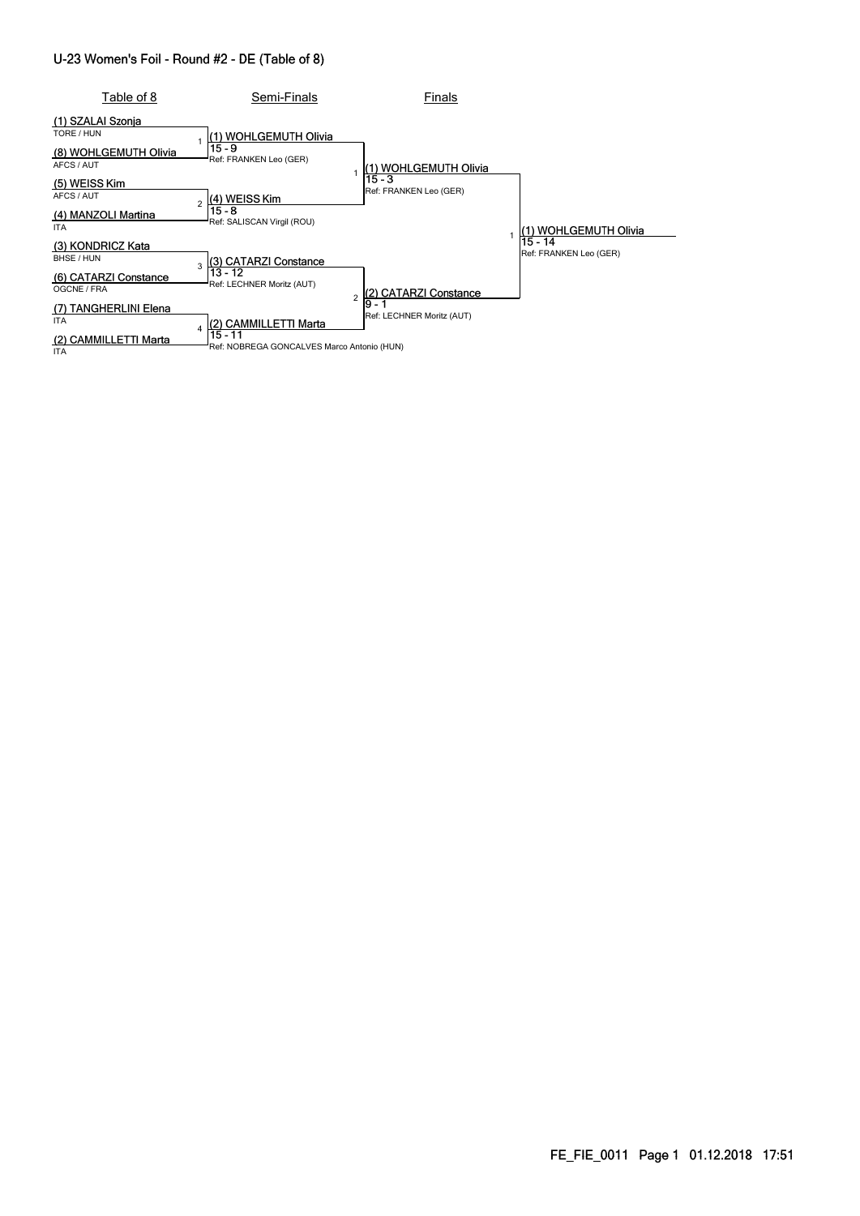## U-23 Women's Foil - Round #2 - DE (Table of 8)

| Table of 8 | Semi-Finals | Finals | |
|---|---|---|---|
| (1) SZALAI Szonja<br>TORE / HUN | | | |
| | 1 (1) WOHLGEMUTH Olivia<br>15 - 9<br>Ref: FRANKEN Leo (GER) | | |
| (8) WOHLGEMUTH Olivia<br>AFCS / AUT | | | |
| | | 1 (1) WOHLGEMUTH Olivia<br>15 - 3<br>Ref: FRANKEN Leo (GER) | |
| (5) WEISS Kim<br>AFCS / AUT | | | |
| | 2 (4) WEISS Kim<br>15 - 8<br>Ref: SALISCAN Virgil (ROU) | | |
| (4) MANZOLI Martina<br>ITA | | | |
| | | | 1 (1) WOHLGEMUTH Olivia<br>15 - 14<br>Ref: FRANKEN Leo (GER) |
| (3) KONDRICZ Kata<br>BHSE / HUN | | | |
| | 3 (3) CATARZI Constance<br>13 - 12<br>Ref: LECHNER Moritz (AUT) | | |
| (6) CATARZI Constance<br>OGCNE / FRA | | | |
| | | 2 (2) CATARZI Constance<br>9 - 1<br>Ref: LECHNER Moritz (AUT) | |
| (7) TANGHERLINI Elena<br>ITA | | | |
| | 4 (2) CAMMILLETTI Marta<br>15 - 11<br>Ref: NOBREGA GONCALVES Marco Antonio (HUN) | | |
| (2) CAMMILLETTI Marta<br>ITA | | | |

FE_FIE_0011 Page 1 01.12.2018 17:51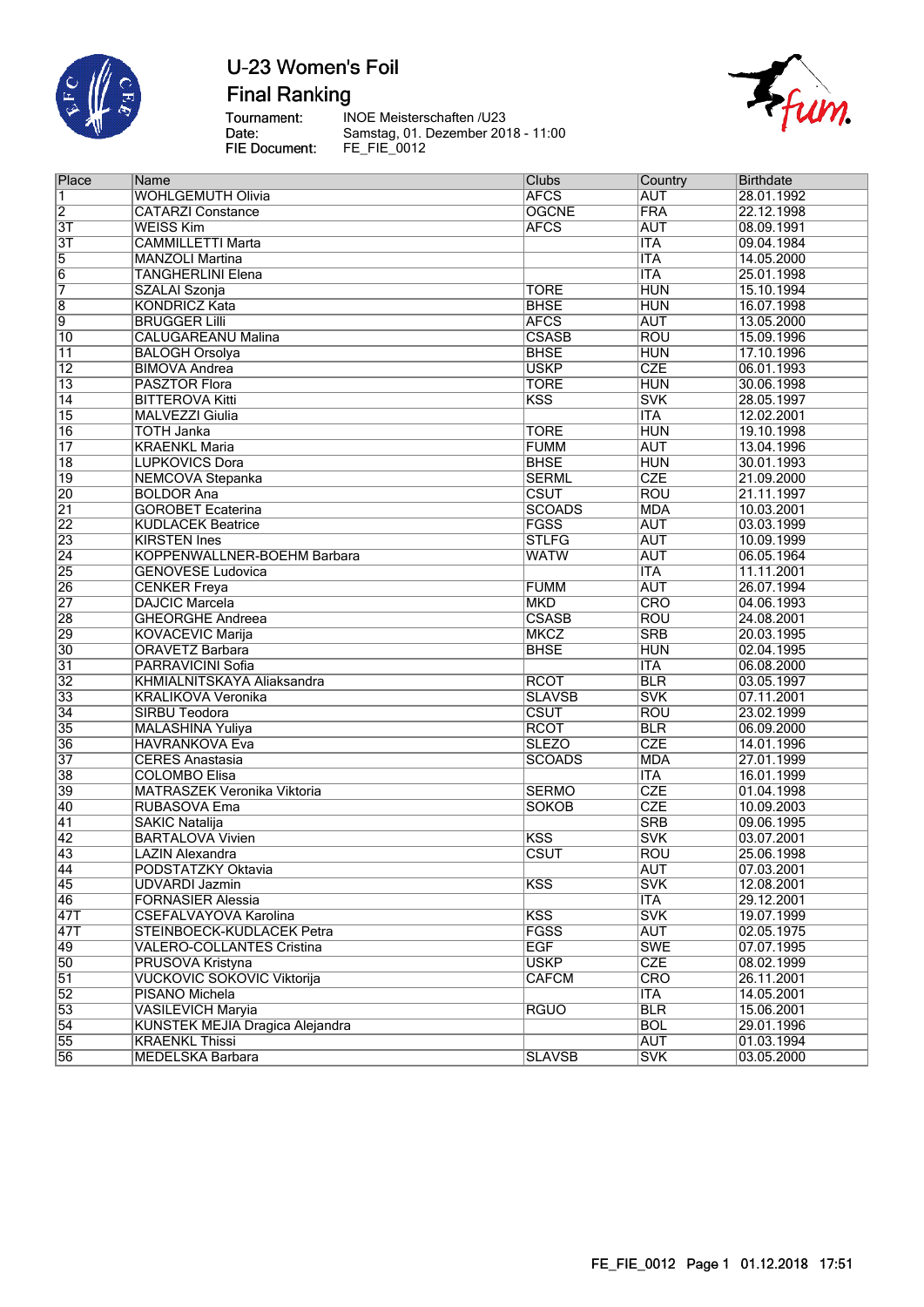# U-23 Women's Foil

## Final Ranking

Tournament: INOE Meisterschaften /U23
Date: Samstag, 01. Dezember 2018 - 11:00
FIE Document: FE_FIE_0012

| Place | Name | Clubs | Country | Birthdate |
|---|---|---|---|---|
| 1 | WOHLGEMUTH Olivia | AFCS | AUT | 28.01.1992 |
| 2 | CATARZI Constance | OGCNE | FRA | 22.12.1998 |
| 3T | WEISS Kim | AFCS | AUT | 08.09.1991 |
| 3T | CAMMILLETTI Marta | | ITA | 09.04.1984 |
| 5 | MANZOLI Martina | | ITA | 14.05.2000 |
| 6 | TANGHERLINI Elena | | ITA | 25.01.1998 |
| 7 | SZALAI Szonja | TORE | HUN | 15.10.1994 |
| 8 | KONDRICZ Kata | BHSE | HUN | 16.07.1998 |
| 9 | BRUGGER Lilli | AFCS | AUT | 13.05.2000 |
| 10 | CALUGAREANU Malina | CSASB | ROU | 15.09.1996 |
| 11 | BALOGH Orsolya | BHSE | HUN | 17.10.1996 |
| 12 | BIMOVA Andrea | USKP | CZE | 06.01.1993 |
| 13 | PASZTOR Flora | TORE | HUN | 30.06.1998 |
| 14 | BITTEROVA Kitti | KSS | SVK | 28.05.1997 |
| 15 | MALVEZZI Giulia | | ITA | 12.02.2001 |
| 16 | TOTH Janka | TORE | HUN | 19.10.1998 |
| 17 | KRAENKL Maria | FUMM | AUT | 13.04.1996 |
| 18 | LUPKOVICS Dora | BHSE | HUN | 30.01.1993 |
| 19 | NEMCOVA Stepanka | SERML | CZE | 21.09.2000 |
| 20 | BOLDOR Ana | CSUT | ROU | 21.11.1997 |
| 21 | GOROBET Ecaterina | SCOADS | MDA | 10.03.2001 |
| 22 | KUDLACEK Beatrice | FGSS | AUT | 03.03.1999 |
| 23 | KIRSTEN Ines | STLFG | AUT | 10.09.1999 |
| 24 | KOPPENWALLNER-BOEHM Barbara | WATW | AUT | 06.05.1964 |
| 25 | GENOVESE Ludovica | | ITA | 11.11.2001 |
| 26 | CENKER Freya | FUMM | AUT | 26.07.1994 |
| 27 | DAJCIC Marcela | MKD | CRO | 04.06.1993 |
| 28 | GHEORGHE Andreea | CSASB | ROU | 24.08.2001 |
| 29 | KOVACEVIC Marija | MKCZ | SRB | 20.03.1995 |
| 30 | ORAVETZ Barbara | BHSE | HUN | 02.04.1995 |
| 31 | PARRAVICINI Sofia | | ITA | 06.08.2000 |
| 32 | KHMIALNITSKAYA Aliaksandra | RCOT | BLR | 03.05.1997 |
| 33 | KRALIKOVA Veronika | SLAVSB | SVK | 07.11.2001 |
| 34 | SIRBU Teodora | CSUT | ROU | 23.02.1999 |
| 35 | MALASHINA Yuliya | RCOT | BLR | 06.09.2000 |
| 36 | HAVRANKOVA Eva | SLEZO | CZE | 14.01.1996 |
| 37 | CERES Anastasia | SCOADS | MDA | 27.01.1999 |
| 38 | COLOMBO Elisa | | ITA | 16.01.1999 |
| 39 | MATRASZEK Veronika Viktoria | SERMO | CZE | 01.04.1998 |
| 40 | RUBASOVA Ema | SOKOB | CZE | 10.09.2003 |
| 41 | SAKIC Natalija | | SRB | 09.06.1995 |
| 42 | BARTALOVA Vivien | KSS | SVK | 03.07.2001 |
| 43 | LAZIN Alexandra | CSUT | ROU | 25.06.1998 |
| 44 | PODSTATZKY Oktavia | | AUT | 07.03.2001 |
| 45 | UDVARDI Jazmin | KSS | SVK | 12.08.2001 |
| 46 | FORNASIER Alessia | | ITA | 29.12.2001 |
| 47T | CSEFALVAYOVA Karolina | KSS | SVK | 19.07.1999 |
| 47T | STEINBOECK-KUDLACEK Petra | FGSS | AUT | 02.05.1975 |
| 49 | VALERO-COLLANTES Cristina | EGF | SWE | 07.07.1995 |
| 50 | PRUSOVA Kristyna | USKP | CZE | 08.02.1999 |
| 51 | VUCKOVIC SOKOVIC Viktorija | CAFCM | CRO | 26.11.2001 |
| 52 | PISANO Michela | | ITA | 14.05.2001 |
| 53 | VASILEVICH Maryia | RGUO | BLR | 15.06.2001 |
| 54 | KUNSTEK MEJIA Dragica Alejandra | | BOL | 29.01.1996 |
| 55 | KRAENKL Thissi | | AUT | 01.03.1994 |
| 56 | MEDELSKA Barbara | SLAVSB | SVK | 03.05.2000 |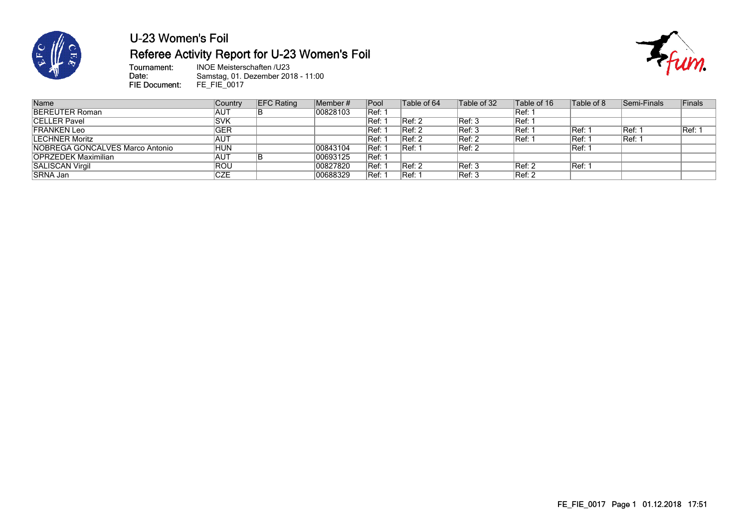# U-23 Women's Foil

## Referee Activity Report for U-23 Women's Foil

**Tournament:** INOE Meisterschaften /U23
**Date:** Samstag, 01. Dezember 2018 - 11:00
**FIE Document:** FE_FIE_0017

| Name | Country | EFC Rating | Member # | Pool | Table of 64 | Table of 32 | Table of 16 | Table of 8 | Semi-Finals | Finals |
|---|---|---|---|---|---|---|---|---|---|---|
| BEREUTER Roman | AUT | B | 00828103 | Ref: 1 | | | Ref: 1 | | | |
| CELLER Pavel | SVK | | | Ref: 1 | Ref: 2 | Ref: 3 | Ref: 1 | | | |
| FRANKEN Leo | GER | | | Ref: 1 | Ref: 2 | Ref: 3 | Ref: 1 | Ref: 1 | Ref: 1 | Ref: 1 |
| LECHNER Moritz | AUT | | | Ref: 1 | Ref: 2 | Ref: 2 | Ref: 1 | Ref: 1 | Ref: 1 | |
| NOBREGA GONCALVES Marco Antonio | HUN | | 00843104 | Ref: 1 | Ref: 1 | Ref: 2 | | Ref: 1 | | |
| OPRZEDEK Maximilian | AUT | B | 00693125 | Ref: 1 | | | | | | |
| SALISCAN Virgil | ROU | | 00827820 | Ref: 1 | Ref: 2 | Ref: 3 | Ref: 2 | Ref: 1 | | |
| SRNA Jan | CZE | | 00688329 | Ref: 1 | Ref: 1 | Ref: 3 | Ref: 2 | | | |